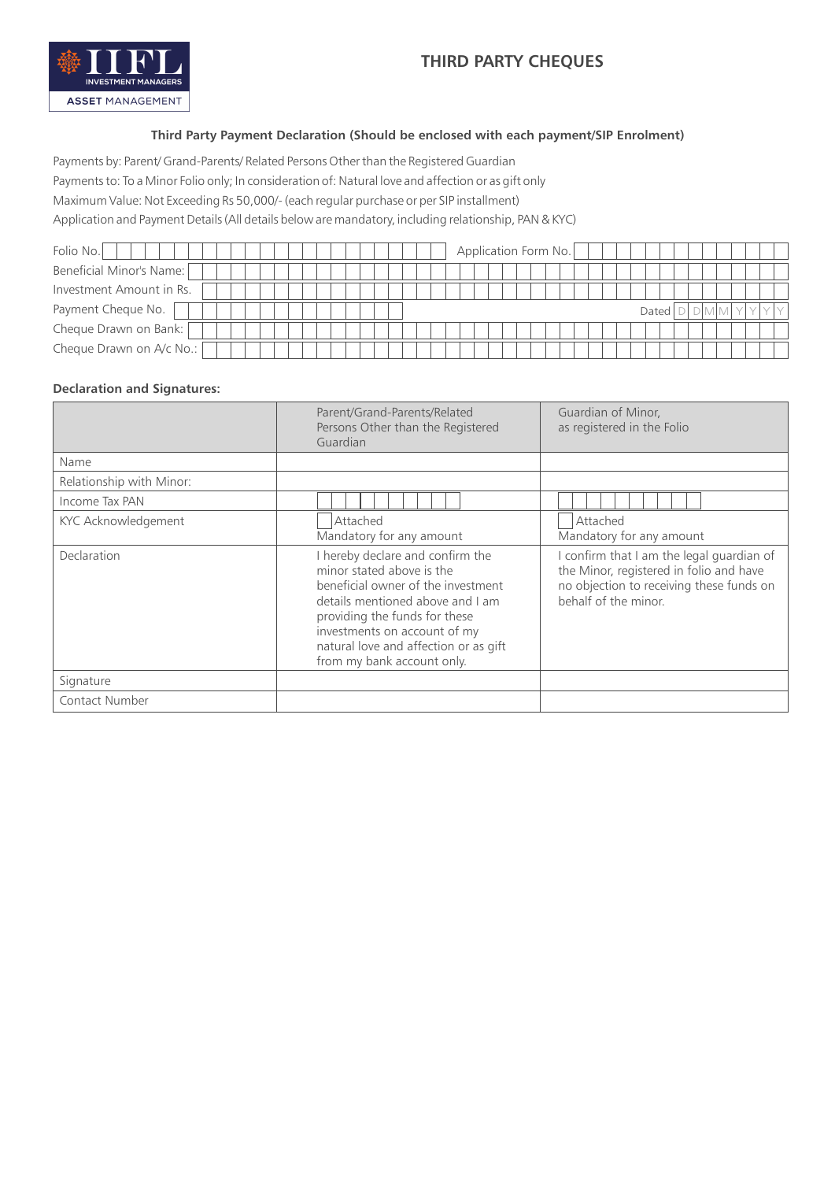IIFL INVESTMENT MANAGERS ASSET MANAGEMENT

# THIRD PARTY CHEQUES

**Third Party Payment Declaration (Should be enclosed with each payment/SIP Enrolment)**

Payments by: Parent/ Grand-Parents/ Related Persons Other than the Registered Guardian

Payments to: To a Minor Folio only; In consideration of: Natural love and affection or as gift only

Maximum Value: Not Exceeding Rs 50,000/- (each regular purchase or per SIP installment)

Application and Payment Details (All details below are mandatory, including relationship, PAN & KYC)

Folio No. ____________________ Application Form No. ____________________

Beneficial Minor's Name: ____________________

Investment Amount in Rs. ____________________

Payment Cheque No. ____________________ Dated D D M M Y Y Y Y

Cheque Drawn on Bank: ____________________

Cheque Drawn on A/c No.: ____________________

**Declaration and Signatures:**

| | Parent/Grand-Parents/Related Persons Other than the Registered Guardian | Guardian of Minor, as registered in the Folio |
|---|---|---|
| Name | | |
| Relationship with Minor: | | |
| Income Tax PAN | | |
| KYC Acknowledgement | ☐ Attached<br>Mandatory for any amount | ☐ Attached<br>Mandatory for any amount |
| Declaration | I hereby declare and confirm the minor stated above is the beneficial owner of the investment details mentioned above and I am providing the funds for these investments on account of my natural love and affection or as gift from my bank account only. | I confirm that I am the legal guardian of the Minor, registered in folio and have no objection to receiving these funds on behalf of the minor. |
| Signature | | |
| Contact Number | | |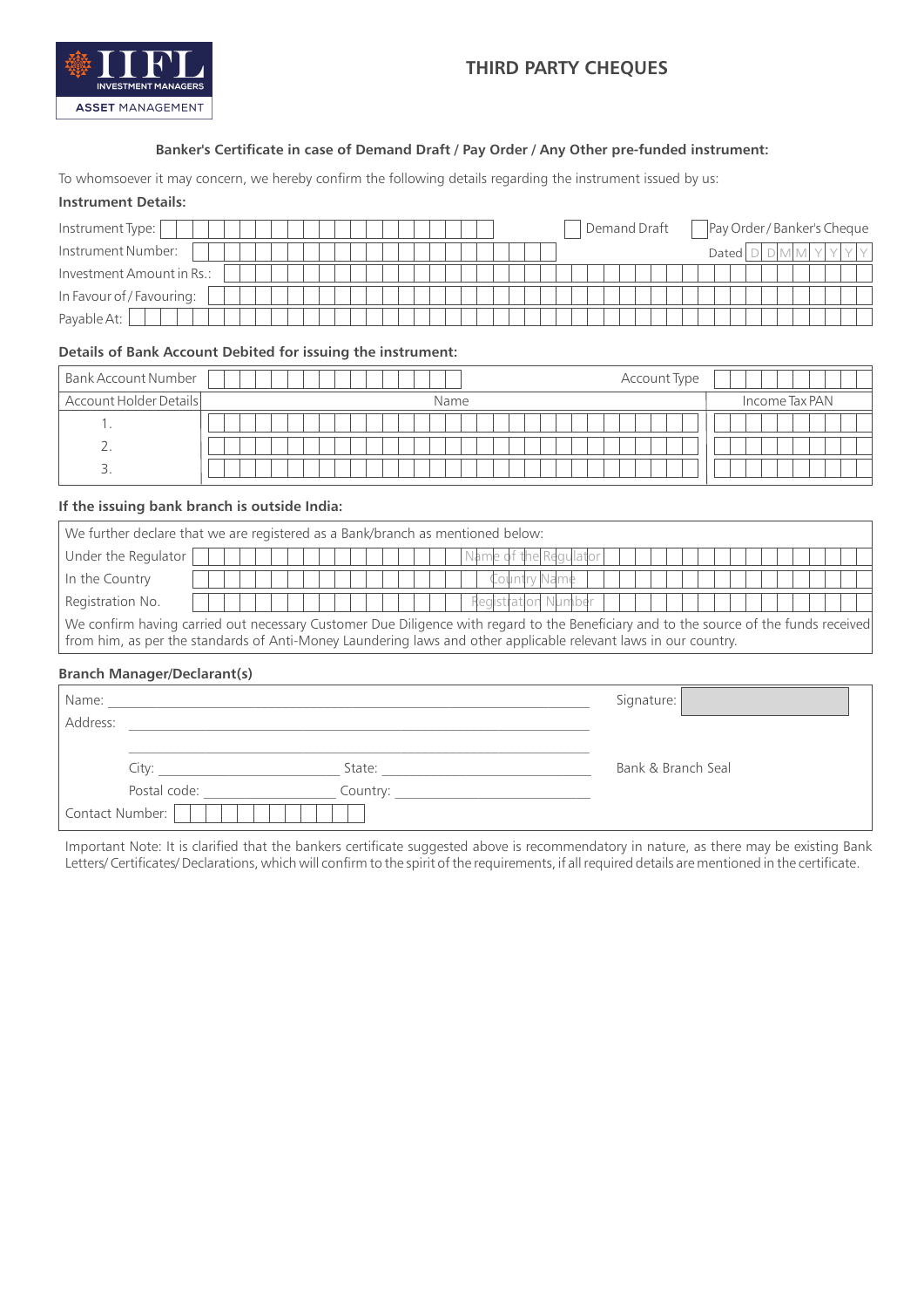IIFL INVESTMENT MANAGERS ASSET MANAGEMENT

# THIRD PARTY CHEQUES

### Banker's Certificate in case of Demand Draft / Pay Order / Any Other pre-funded instrument:

To whomsoever it may concern, we hereby confirm the following details regarding the instrument issued by us:

**Instrument Details:**

Instrument Type: ☐ Demand Draft ☐ Pay Order / Banker's Cheque

Instrument Number: Dated D D M M Y Y Y Y

Investment Amount in Rs.:

In Favour of / Favouring:

Payable At:

**Details of Bank Account Debited for issuing the instrument:**

| Bank Account Number | | Account Type | |
|---|---|---|---|
| Account Holder Details | Name | | Income Tax PAN |
| 1. | | | |
| 2. | | | |
| 3. | | | |

**If the issuing bank branch is outside India:**

We further declare that we are registered as a Bank/branch as mentioned below:

| | |
|---|---|
| Under the Regulator | Name of the Regulator |
| In the Country | Country Name |
| Registration No. | Registration Number |

We confirm having carried out necessary Customer Due Diligence with regard to the Beneficiary and to the source of the funds received from him, as per the standards of Anti-Money Laundering laws and other applicable relevant laws in our country.

**Branch Manager/Declarant(s)**

Name: ______________________ Signature:

Address: ______________________

______________________

City: ______________ State: ______________ Bank & Branch Seal

Postal code: ______________ Country: ______________

Contact Number:

Important Note: It is clarified that the bankers certificate suggested above is recommendatory in nature, as there may be existing Bank Letters/ Certificates/ Declarations, which will confirm to the spirit of the requirements, if all required details are mentioned in the certificate.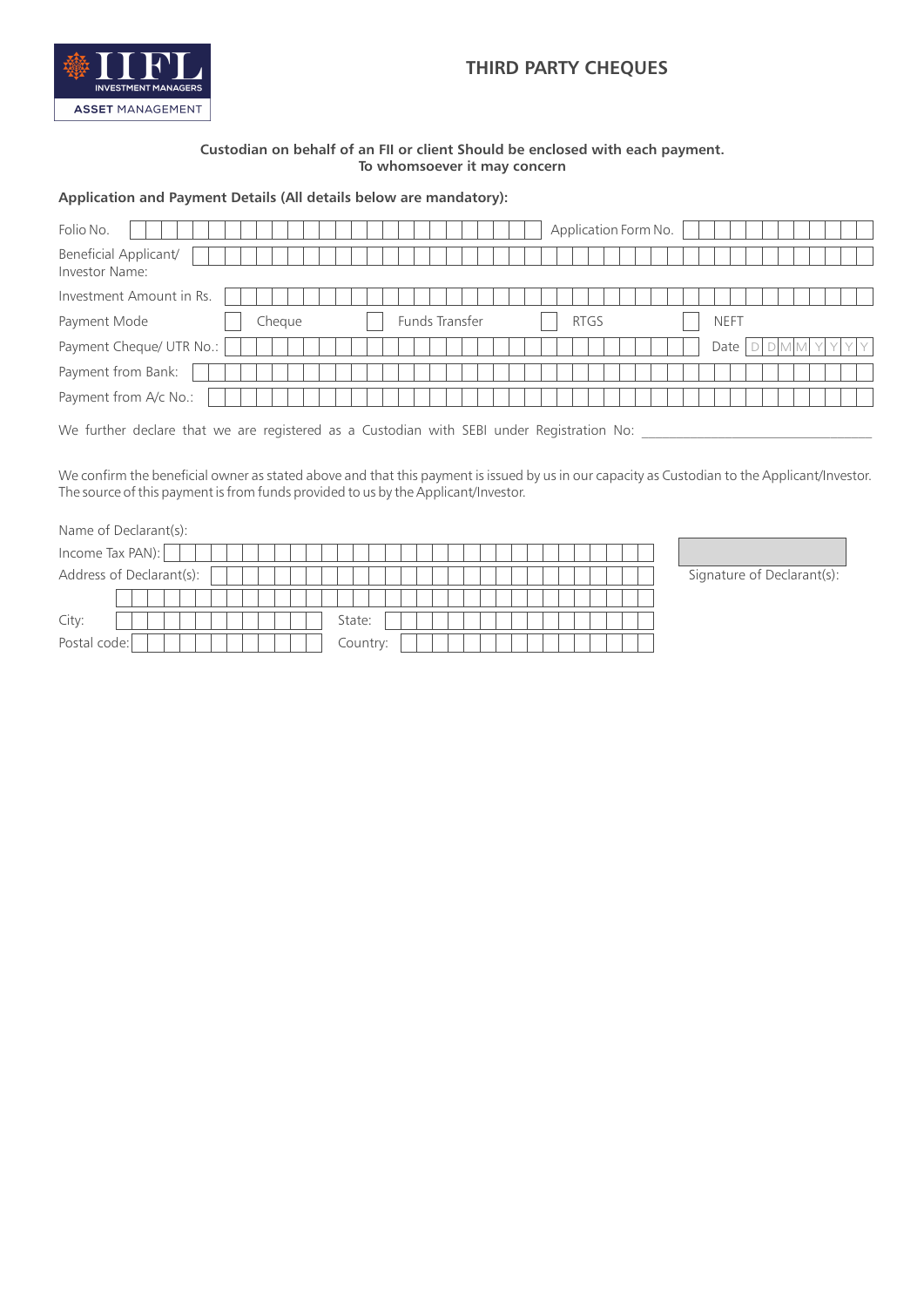IIFL INVESTMENT MANAGERS
ASSET MANAGEMENT

# THIRD PARTY CHEQUES

**Custodian on behalf of an FII or client Should be enclosed with each payment.**
**To whomsoever it may concern**

**Application and Payment Details (All details below are mandatory):**

Folio No. ______________________ Application Form No. ______________________

Beneficial Applicant/ Investor Name: ______________________

Investment Amount in Rs. ______________________

Payment Mode ☐ Cheque ☐ Funds Transfer ☐ RTGS ☐ NEFT

Payment Cheque/ UTR No.: ______________________ Date D D M M Y Y Y Y

Payment from Bank: ______________________

Payment from A/c No.: ______________________

We further declare that we are registered as a Custodian with SEBI under Registration No: ______________________

We confirm the beneficial owner as stated above and that this payment is issued by us in our capacity as Custodian to the Applicant/Investor. The source of this payment is from funds provided to us by the Applicant/Investor.

Name of Declarant(s):

Income Tax PAN): ______________________

Address of Declarant(s): ______________________

______________________

City: ______________________ State: ______________________

Postal code: ______________________ Country: ______________________

Signature of Declarant(s):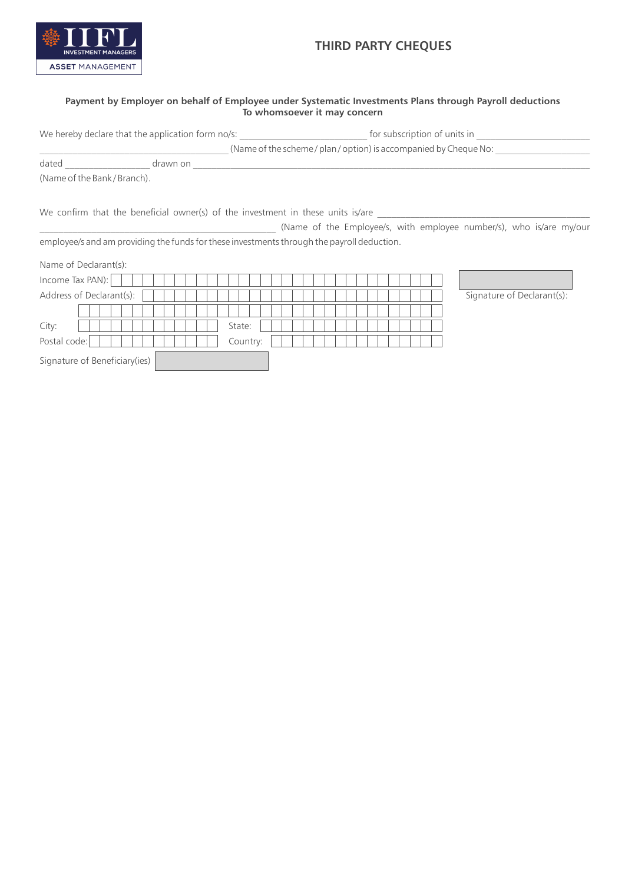IIFL INVESTMENT MANAGERS
ASSET MANAGEMENT

# THIRD PARTY CHEQUES

**Payment by Employer on behalf of Employee under Systematic Investments Plans through Payroll deductions**
**To whomsoever it may concern**

We hereby declare that the application form no/s: ______________________ for subscription of units in ______________________ ______________________ (Name of the scheme / plan / option) is accompanied by Cheque No: ______________________ dated ________________ drawn on ______________________ (Name of the Bank / Branch).

We confirm that the beneficial owner(s) of the investment in these units is/are ______________________ ______________________ (Name of the Employee/s, with employee number/s), who is/are my/our employee/s and am providing the funds for these investments through the payroll deduction.

Name of Declarant(s):

Income Tax PAN):

Address of Declarant(s):

City: State:

Postal code: Country:

Signature of Declarant(s):

Signature of Beneficiary(ies)